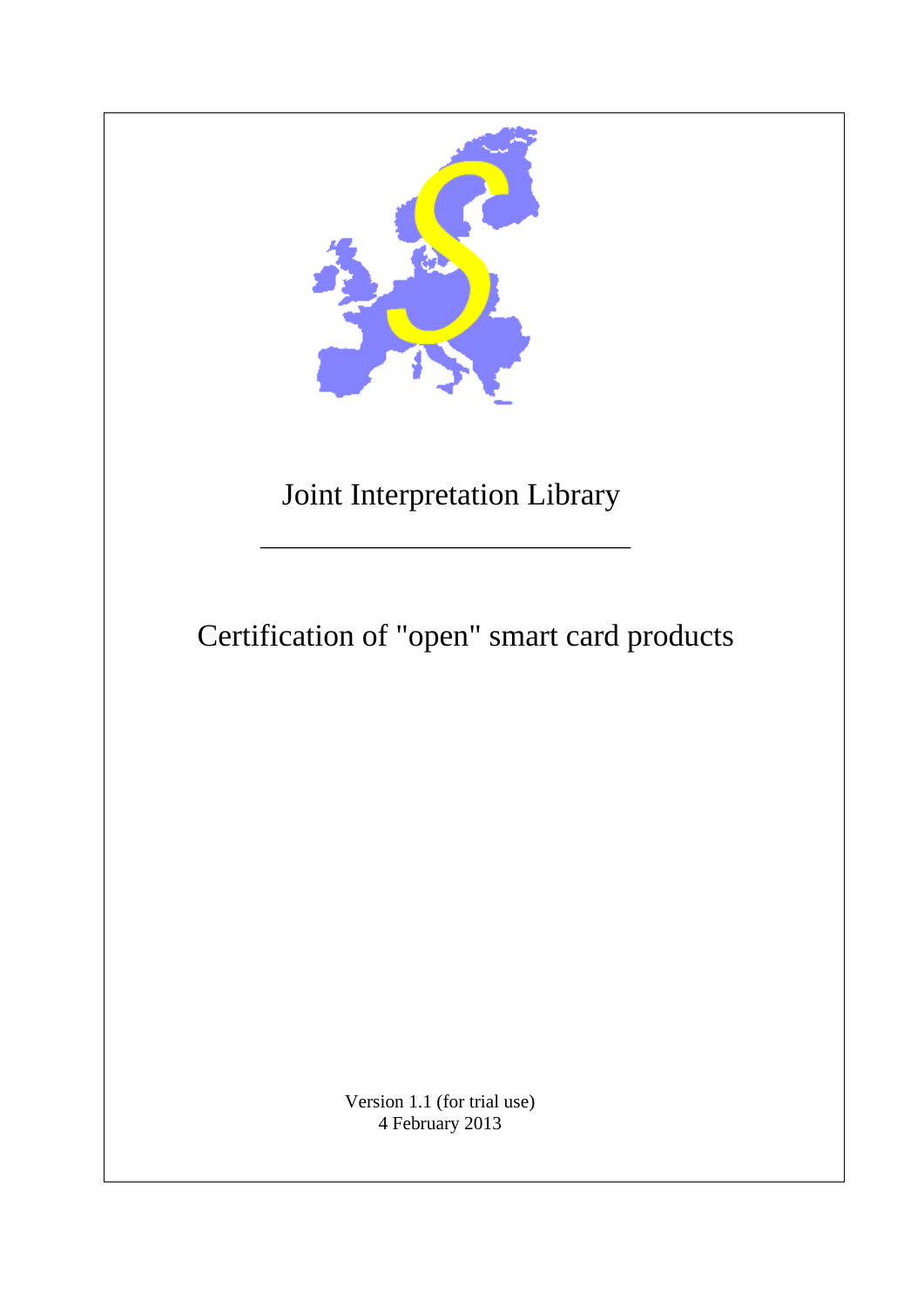# Joint Interpretation Library

---

# Certification of "open" smart card products

Version 1.1 (for trial use)
4 February 2013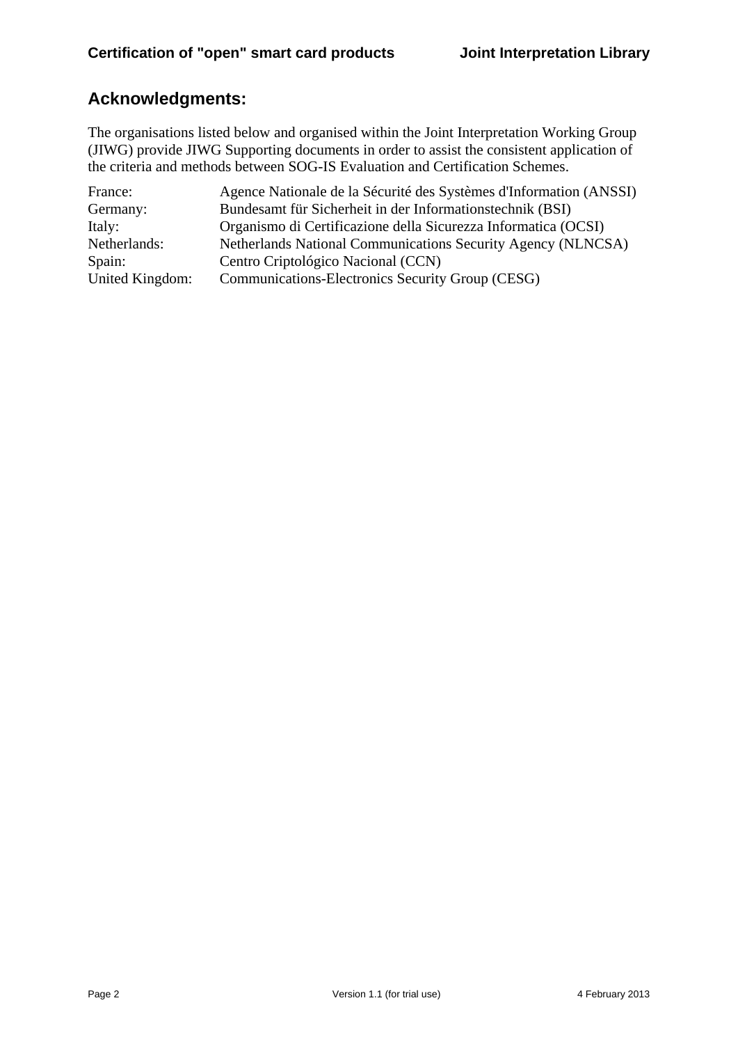## Acknowledgments:

The organisations listed below and organised within the Joint Interpretation Working Group (JIWG) provide JIWG Supporting documents in order to assist the consistent application of the criteria and methods between SOG-IS Evaluation and Certification Schemes.

| | |
|---|---|
| France: | Agence Nationale de la Sécurité des Systèmes d'Information (ANSSI) |
| Germany: | Bundesamt für Sicherheit in der Informationstechnik (BSI) |
| Italy: | Organismo di Certificazione della Sicurezza Informatica (OCSI) |
| Netherlands: | Netherlands National Communications Security Agency (NLNCSA) |
| Spain: | Centro Criptológico Nacional (CCN) |
| United Kingdom: | Communications-Electronics Security Group (CESG) |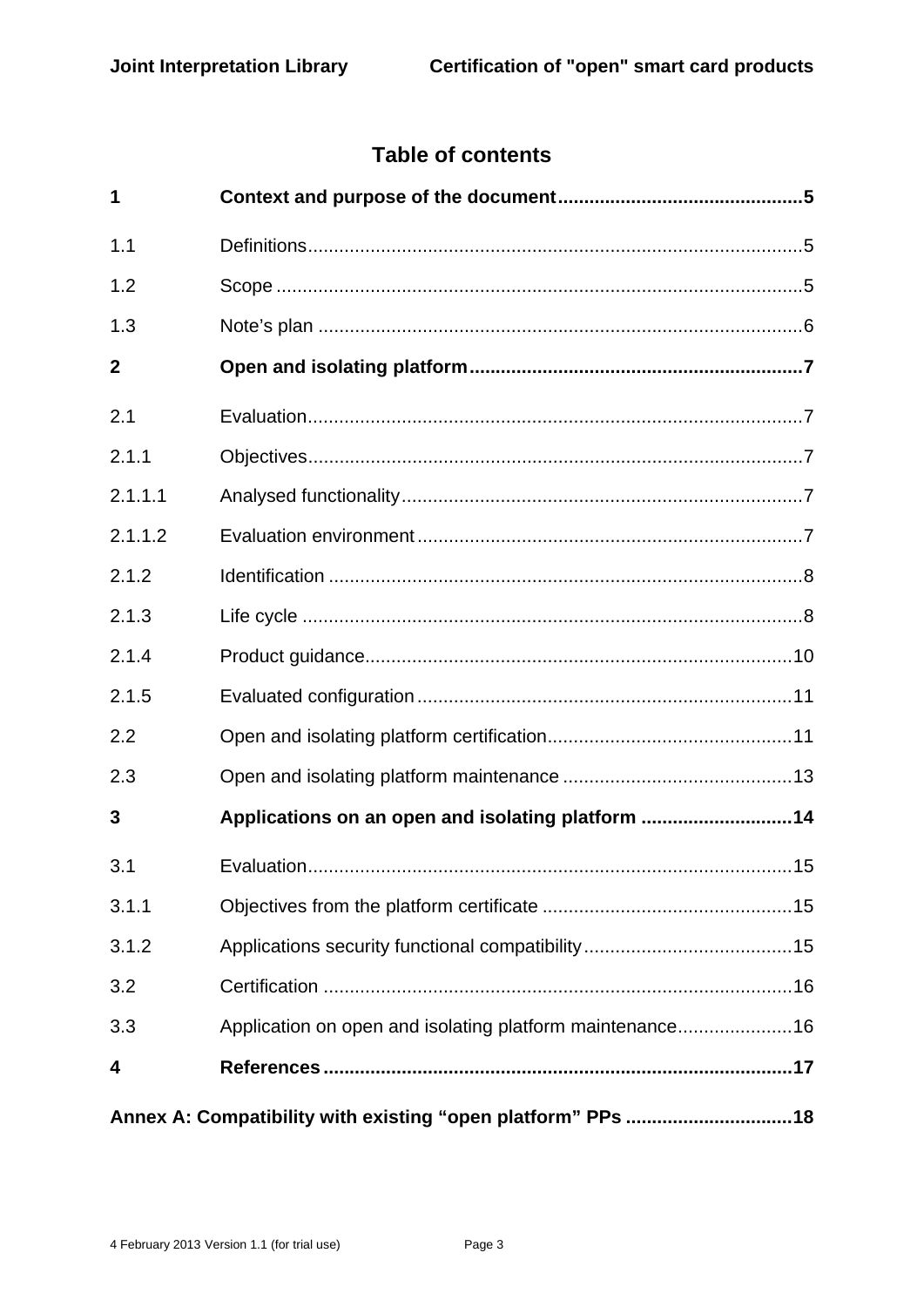# Table of contents

| | | |
|---|---|---|
| **1** | **Context and purpose of the document** | **5** |
| 1.1 | Definitions | 5 |
| 1.2 | Scope | 5 |
| 1.3 | Note's plan | 6 |
| **2** | **Open and isolating platform** | **7** |
| 2.1 | Evaluation | 7 |
| 2.1.1 | Objectives | 7 |
| 2.1.1.1 | Analysed functionality | 7 |
| 2.1.1.2 | Evaluation environment | 7 |
| 2.1.2 | Identification | 8 |
| 2.1.3 | Life cycle | 8 |
| 2.1.4 | Product guidance | 10 |
| 2.1.5 | Evaluated configuration | 11 |
| 2.2 | Open and isolating platform certification | 11 |
| 2.3 | Open and isolating platform maintenance | 13 |
| **3** | **Applications on an open and isolating platform** | **14** |
| 3.1 | Evaluation | 15 |
| 3.1.1 | Objectives from the platform certificate | 15 |
| 3.1.2 | Applications security functional compatibility | 15 |
| 3.2 | Certification | 16 |
| 3.3 | Application on open and isolating platform maintenance | 16 |
| **4** | **References** | **17** |
| **Annex A: Compatibility with existing "open platform" PPs** | | **18** |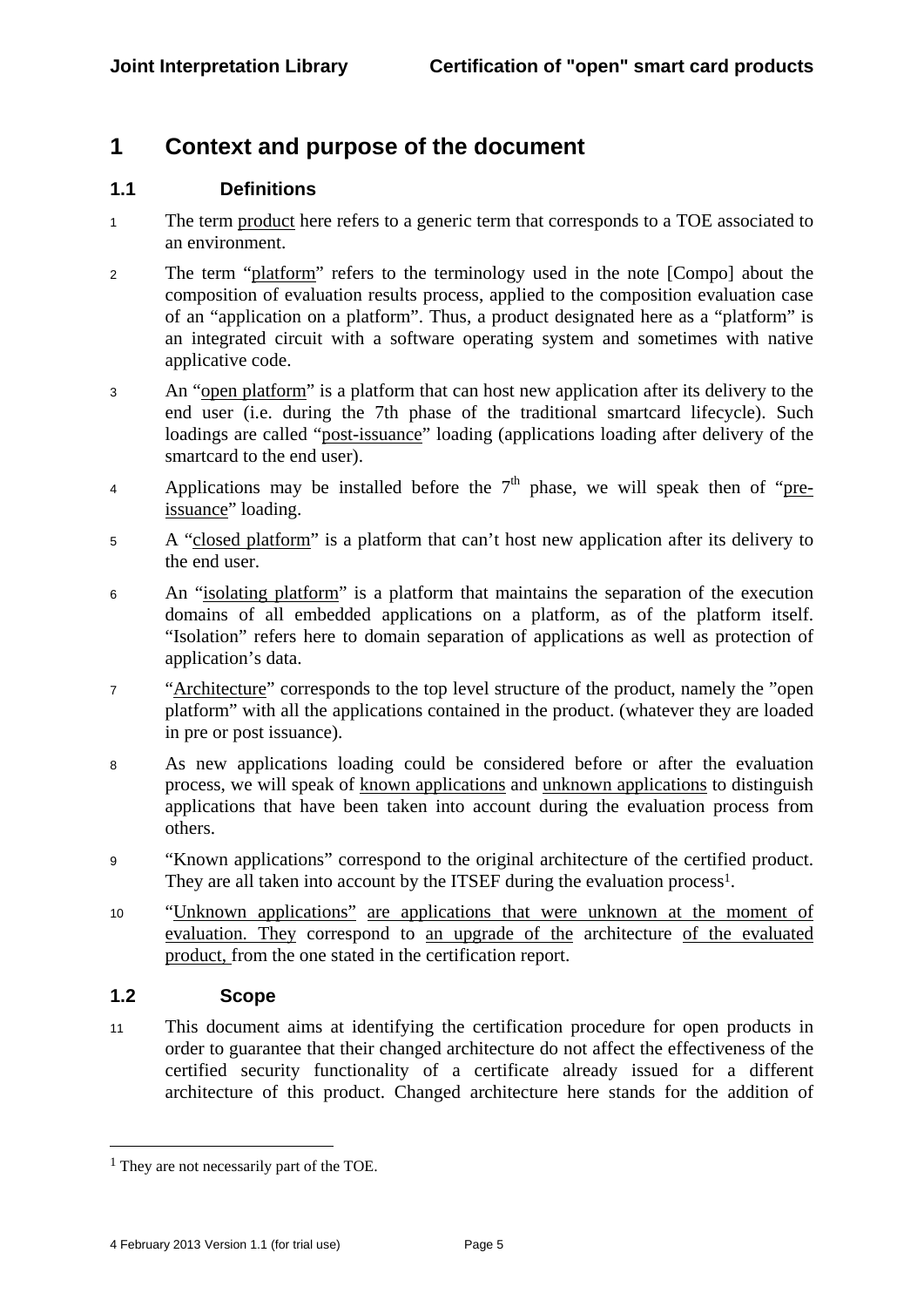# 1 Context and purpose of the document

## 1.1 Definitions

1 The term product here refers to a generic term that corresponds to a TOE associated to an environment.

2 The term "platform" refers to the terminology used in the note [Compo] about the composition of evaluation results process, applied to the composition evaluation case of an "application on a platform". Thus, a product designated here as a "platform" is an integrated circuit with a software operating system and sometimes with native applicative code.

3 An "open platform" is a platform that can host new application after its delivery to the end user (i.e. during the 7th phase of the traditional smartcard lifecycle). Such loadings are called "post-issuance" loading (applications loading after delivery of the smartcard to the end user).

4 Applications may be installed before the $7^{th}$ phase, we will speak then of "pre-issuance" loading.

5 A "closed platform" is a platform that can't host new application after its delivery to the end user.

6 An "isolating platform" is a platform that maintains the separation of the execution domains of all embedded applications on a platform, as of the platform itself. "Isolation" refers here to domain separation of applications as well as protection of application's data.

7 "Architecture" corresponds to the top level structure of the product, namely the "open platform" with all the applications contained in the product. (whatever they are loaded in pre or post issuance).

8 As new applications loading could be considered before or after the evaluation process, we will speak of known applications and unknown applications to distinguish applications that have been taken into account during the evaluation process from others.

9 "Known applications" correspond to the original architecture of the certified product. They are all taken into account by the ITSEF during the evaluation process[1].

10 "Unknown applications" are applications that were unknown at the moment of evaluation. They correspond to an upgrade of the architecture of the evaluated product, from the one stated in the certification report.

## 1.2 Scope

11 This document aims at identifying the certification procedure for open products in order to guarantee that their changed architecture do not affect the effectiveness of the certified security functionality of a certificate already issued for a different architecture of this product. Changed architecture here stands for the addition of

[1] They are not necessarily part of the TOE.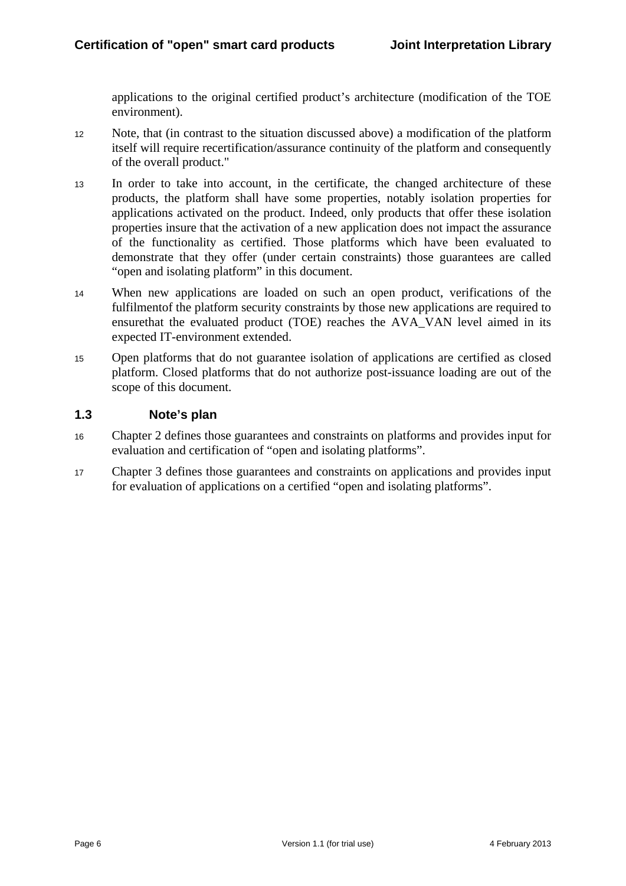applications to the original certified product's architecture (modification of the TOE environment).

12 Note, that (in contrast to the situation discussed above) a modification of the platform itself will require recertification/assurance continuity of the platform and consequently of the overall product."

13 In order to take into account, in the certificate, the changed architecture of these products, the platform shall have some properties, notably isolation properties for applications activated on the product. Indeed, only products that offer these isolation properties insure that the activation of a new application does not impact the assurance of the functionality as certified. Those platforms which have been evaluated to demonstrate that they offer (under certain constraints) those guarantees are called "open and isolating platform" in this document.

14 When new applications are loaded on such an open product, verifications of the fulfilmentof the platform security constraints by those new applications are required to ensurethat the evaluated product (TOE) reaches the AVA_VAN level aimed in its expected IT-environment extended.

15 Open platforms that do not guarantee isolation of applications are certified as closed platform. Closed platforms that do not authorize post-issuance loading are out of the scope of this document.

## 1.3 Note's plan

16 Chapter 2 defines those guarantees and constraints on platforms and provides input for evaluation and certification of "open and isolating platforms".

17 Chapter 3 defines those guarantees and constraints on applications and provides input for evaluation of applications on a certified "open and isolating platforms".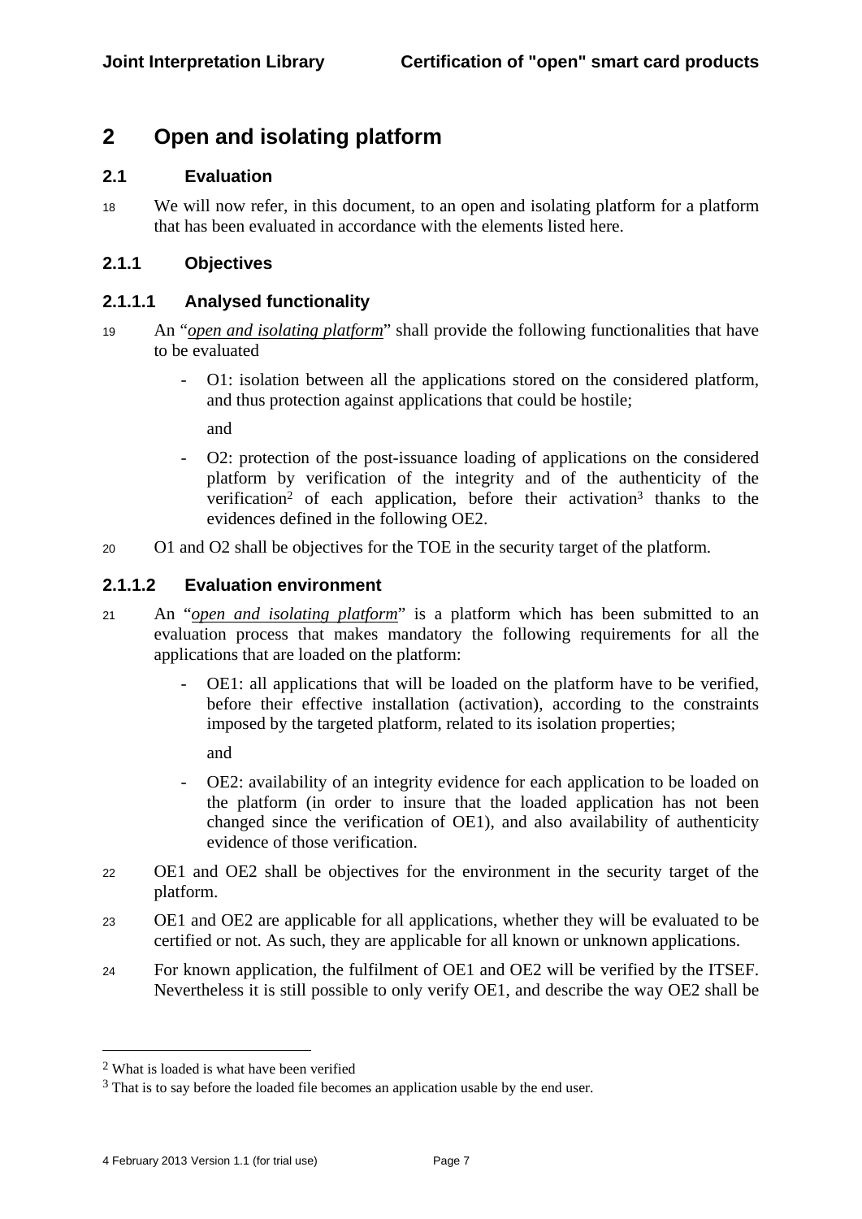# 2 Open and isolating platform

## 2.1 Evaluation

18 We will now refer, in this document, to an open and isolating platform for a platform that has been evaluated in accordance with the elements listed here.

### 2.1.1 Objectives

#### 2.1.1.1 Analysed functionality

19 An "*open and isolating platform*" shall provide the following functionalities that have to be evaluated

- O1: isolation between all the applications stored on the considered platform, and thus protection against applications that could be hostile;

  and

- O2: protection of the post-issuance loading of applications on the considered platform by verification of the integrity and of the authenticity of the verification[2] of each application, before their activation[3] thanks to the evidences defined in the following OE2.

20 O1 and O2 shall be objectives for the TOE in the security target of the platform.

#### 2.1.1.2 Evaluation environment

21 An "*open and isolating platform*" is a platform which has been submitted to an evaluation process that makes mandatory the following requirements for all the applications that are loaded on the platform:

- OE1: all applications that will be loaded on the platform have to be verified, before their effective installation (activation), according to the constraints imposed by the targeted platform, related to its isolation properties;

  and

- OE2: availability of an integrity evidence for each application to be loaded on the platform (in order to insure that the loaded application has not been changed since the verification of OE1), and also availability of authenticity evidence of those verification.

22 OE1 and OE2 shall be objectives for the environment in the security target of the platform.

23 OE1 and OE2 are applicable for all applications, whether they will be evaluated to be certified or not. As such, they are applicable for all known or unknown applications.

24 For known application, the fulfilment of OE1 and OE2 will be verified by the ITSEF. Nevertheless it is still possible to only verify OE1, and describe the way OE2 shall be

[2] What is loaded is what have been verified

[3] That is to say before the loaded file becomes an application usable by the end user.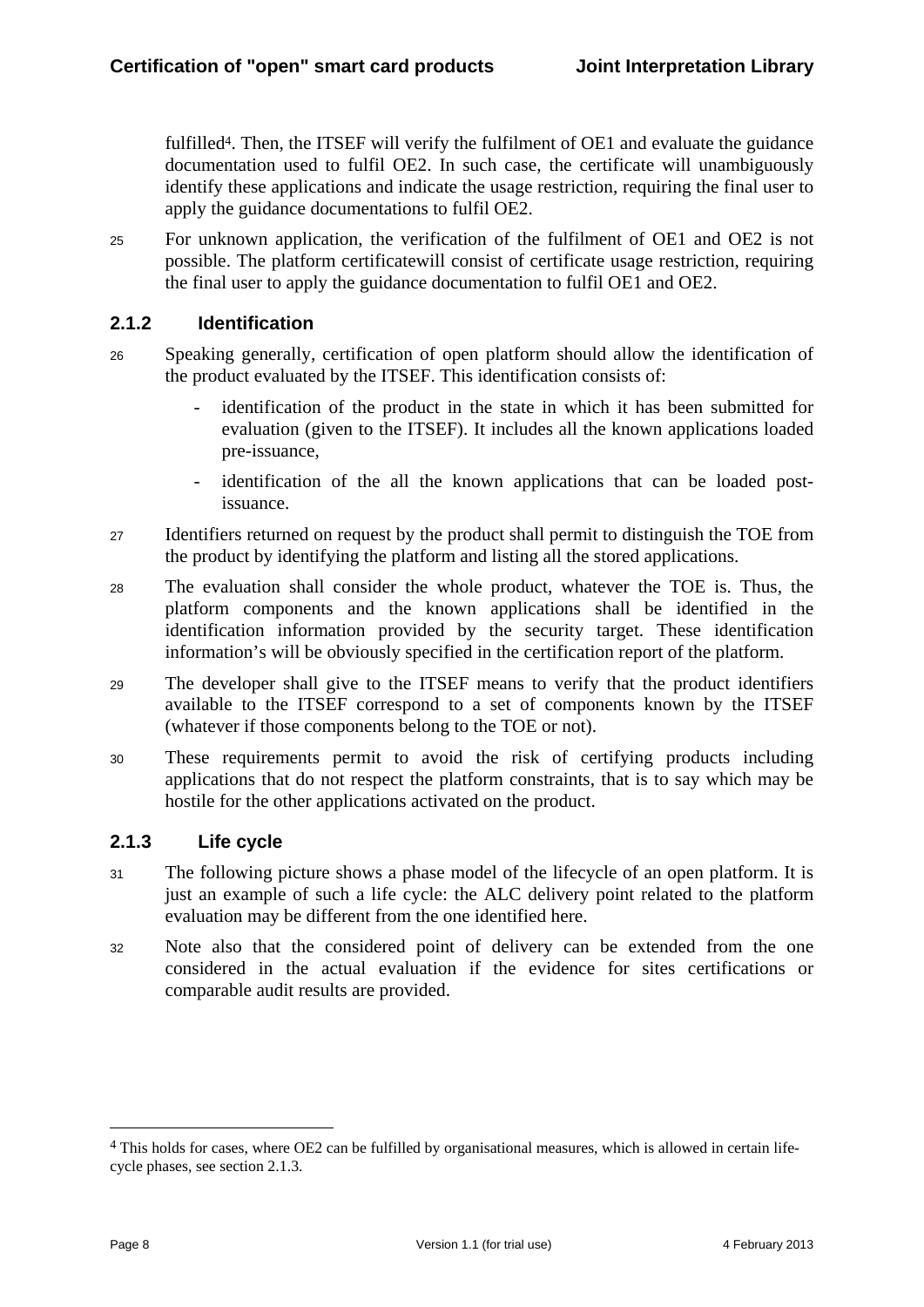fulfilled[4]. Then, the ITSEF will verify the fulfilment of OE1 and evaluate the guidance documentation used to fulfil OE2. In such case, the certificate will unambiguously identify these applications and indicate the usage restriction, requiring the final user to apply the guidance documentations to fulfil OE2.

25 For unknown application, the verification of the fulfilment of OE1 and OE2 is not possible. The platform certificatewill consist of certificate usage restriction, requiring the final user to apply the guidance documentation to fulfil OE1 and OE2.

### 2.1.2 Identification

26 Speaking generally, certification of open platform should allow the identification of the product evaluated by the ITSEF. This identification consists of:

- identification of the product in the state in which it has been submitted for evaluation (given to the ITSEF). It includes all the known applications loaded pre-issuance,
- identification of the all the known applications that can be loaded post-issuance.

27 Identifiers returned on request by the product shall permit to distinguish the TOE from the product by identifying the platform and listing all the stored applications.

28 The evaluation shall consider the whole product, whatever the TOE is. Thus, the platform components and the known applications shall be identified in the identification information provided by the security target. These identification information's will be obviously specified in the certification report of the platform.

29 The developer shall give to the ITSEF means to verify that the product identifiers available to the ITSEF correspond to a set of components known by the ITSEF (whatever if those components belong to the TOE or not).

30 These requirements permit to avoid the risk of certifying products including applications that do not respect the platform constraints, that is to say which may be hostile for the other applications activated on the product.

### 2.1.3 Life cycle

31 The following picture shows a phase model of the lifecycle of an open platform. It is just an example of such a life cycle: the ALC delivery point related to the platform evaluation may be different from the one identified here.

32 Note also that the considered point of delivery can be extended from the one considered in the actual evaluation if the evidence for sites certifications or comparable audit results are provided.

[4] This holds for cases, where OE2 can be fulfilled by organisational measures, which is allowed in certain life-cycle phases, see section 2.1.3.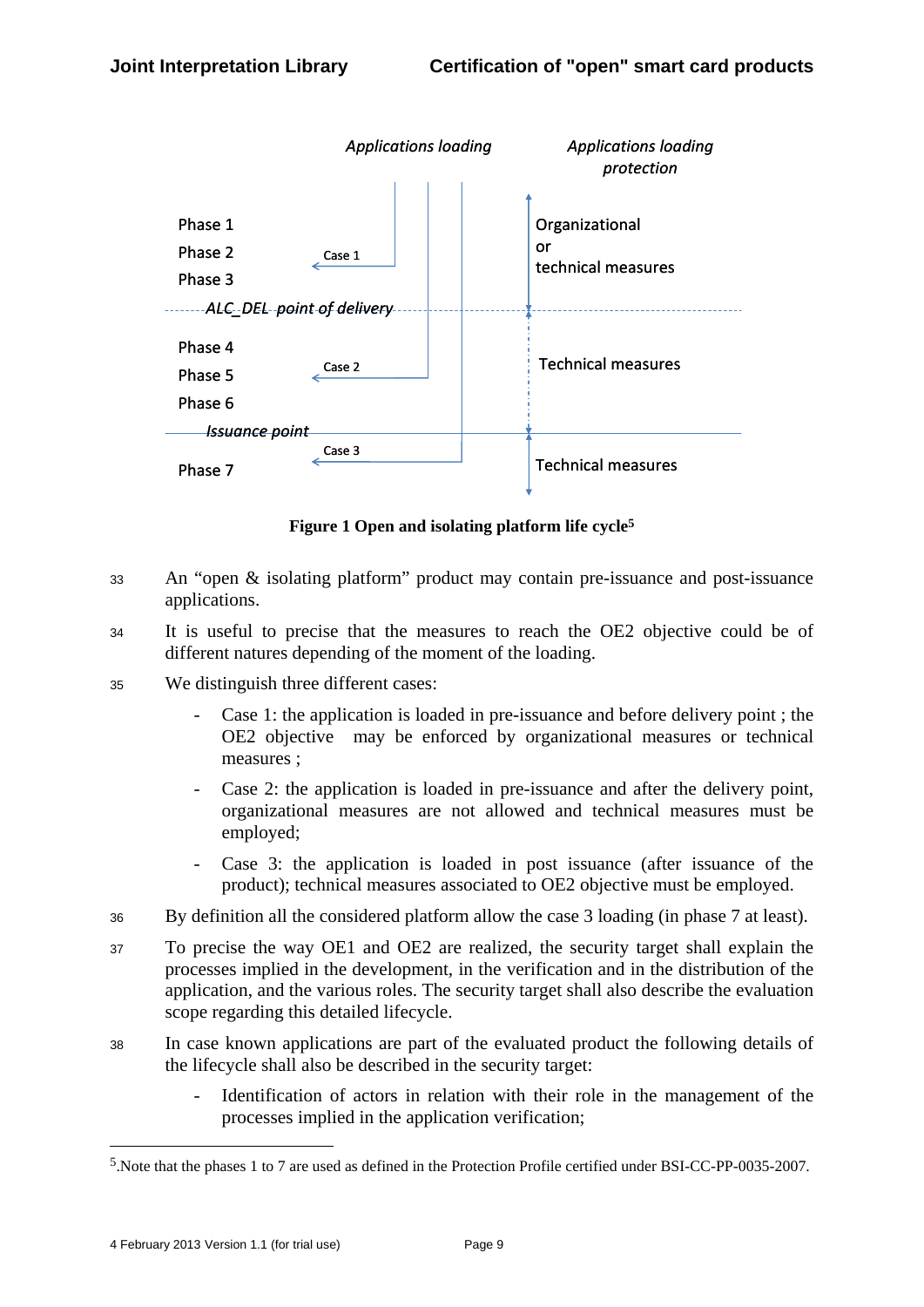| Phase | Applications loading | Applications loading protection |
|---|---|---|
| Phase 1 | | Organizational or technical measures |
| Phase 2 | Case 1 | |
| Phase 3 | | |
| *ALC_DEL point of delivery* | | |
| Phase 4 | | Technical measures |
| Phase 5 | Case 2 | |
| Phase 6 | | |
| *Issuance point* | | |
| Phase 7 | Case 3 | Technical measures |

**Figure 1 Open and isolating platform life cycle**[5]

33 An "open & isolating platform" product may contain pre-issuance and post-issuance applications.

34 It is useful to precise that the measures to reach the OE2 objective could be of different natures depending of the moment of the loading.

35 We distinguish three different cases:

- Case 1: the application is loaded in pre-issuance and before delivery point ; the OE2 objective may be enforced by organizational measures or technical measures ;
- Case 2: the application is loaded in pre-issuance and after the delivery point, organizational measures are not allowed and technical measures must be employed;
- Case 3: the application is loaded in post issuance (after issuance of the product); technical measures associated to OE2 objective must be employed.

36 By definition all the considered platform allow the case 3 loading (in phase 7 at least).

37 To precise the way OE1 and OE2 are realized, the security target shall explain the processes implied in the development, in the verification and in the distribution of the application, and the various roles. The security target shall also describe the evaluation scope regarding this detailed lifecycle.

38 In case known applications are part of the evaluated product the following details of the lifecycle shall also be described in the security target:

- Identification of actors in relation with their role in the management of the processes implied in the application verification;

[5] Note that the phases 1 to 7 are used as defined in the Protection Profile certified under BSI-CC-PP-0035-2007.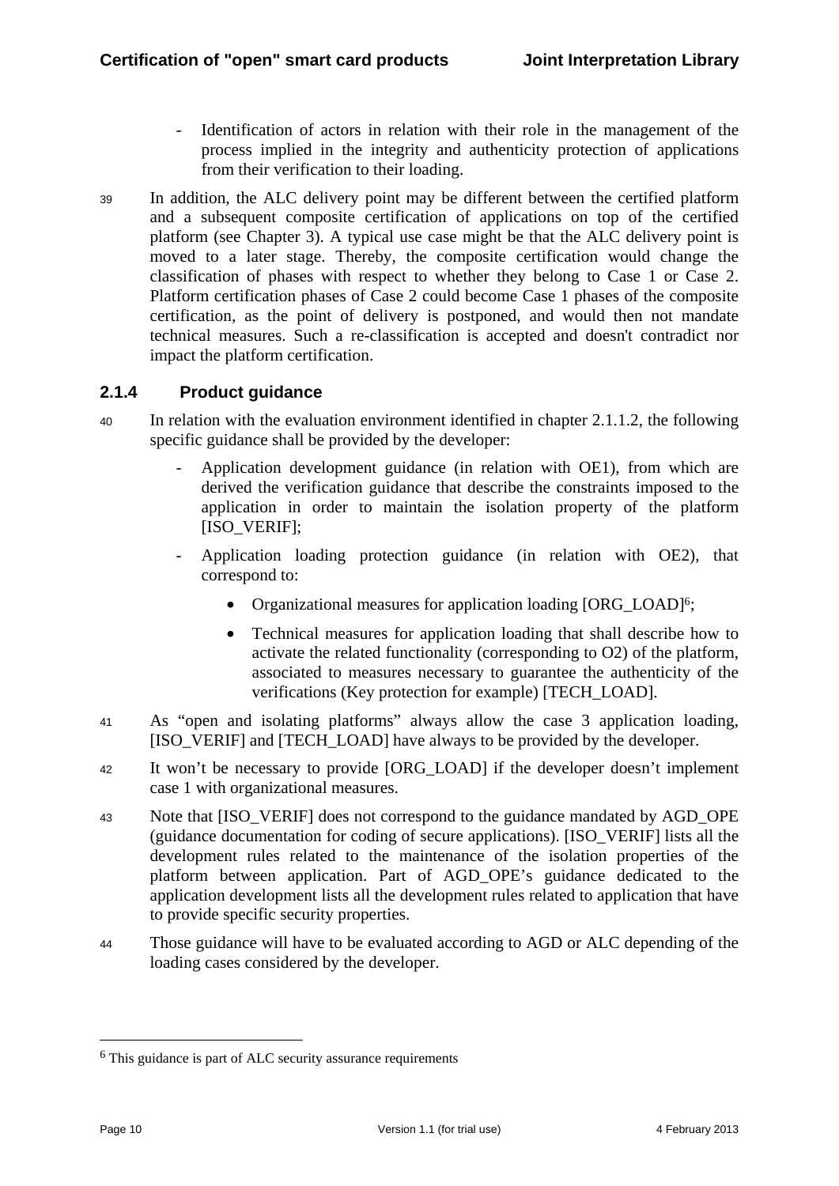- Identification of actors in relation with their role in the management of the process implied in the integrity and authenticity protection of applications from their verification to their loading.

39 In addition, the ALC delivery point may be different between the certified platform and a subsequent composite certification of applications on top of the certified platform (see Chapter 3). A typical use case might be that the ALC delivery point is moved to a later stage. Thereby, the composite certification would change the classification of phases with respect to whether they belong to Case 1 or Case 2. Platform certification phases of Case 2 could become Case 1 phases of the composite certification, as the point of delivery is postponed, and would then not mandate technical measures. Such a re-classification is accepted and doesn't contradict nor impact the platform certification.

### 2.1.4 Product guidance

40 In relation with the evaluation environment identified in chapter 2.1.1.2, the following specific guidance shall be provided by the developer:

- Application development guidance (in relation with OE1), from which are derived the verification guidance that describe the constraints imposed to the application in order to maintain the isolation property of the platform [ISO_VERIF];
- Application loading protection guidance (in relation with OE2), that correspond to:
  - Organizational measures for application loading [ORG_LOAD][6];
  - Technical measures for application loading that shall describe how to activate the related functionality (corresponding to O2) of the platform, associated to measures necessary to guarantee the authenticity of the verifications (Key protection for example) [TECH_LOAD].

41 As “open and isolating platforms” always allow the case 3 application loading, [ISO_VERIF] and [TECH_LOAD] have always to be provided by the developer.

42 It won’t be necessary to provide [ORG_LOAD] if the developer doesn’t implement case 1 with organizational measures.

43 Note that [ISO_VERIF] does not correspond to the guidance mandated by AGD_OPE (guidance documentation for coding of secure applications). [ISO_VERIF] lists all the development rules related to the maintenance of the isolation properties of the platform between application. Part of AGD_OPE’s guidance dedicated to the application development lists all the development rules related to application that have to provide specific security properties.

44 Those guidance will have to be evaluated according to AGD or ALC depending of the loading cases considered by the developer.

---

[6] This guidance is part of ALC security assurance requirements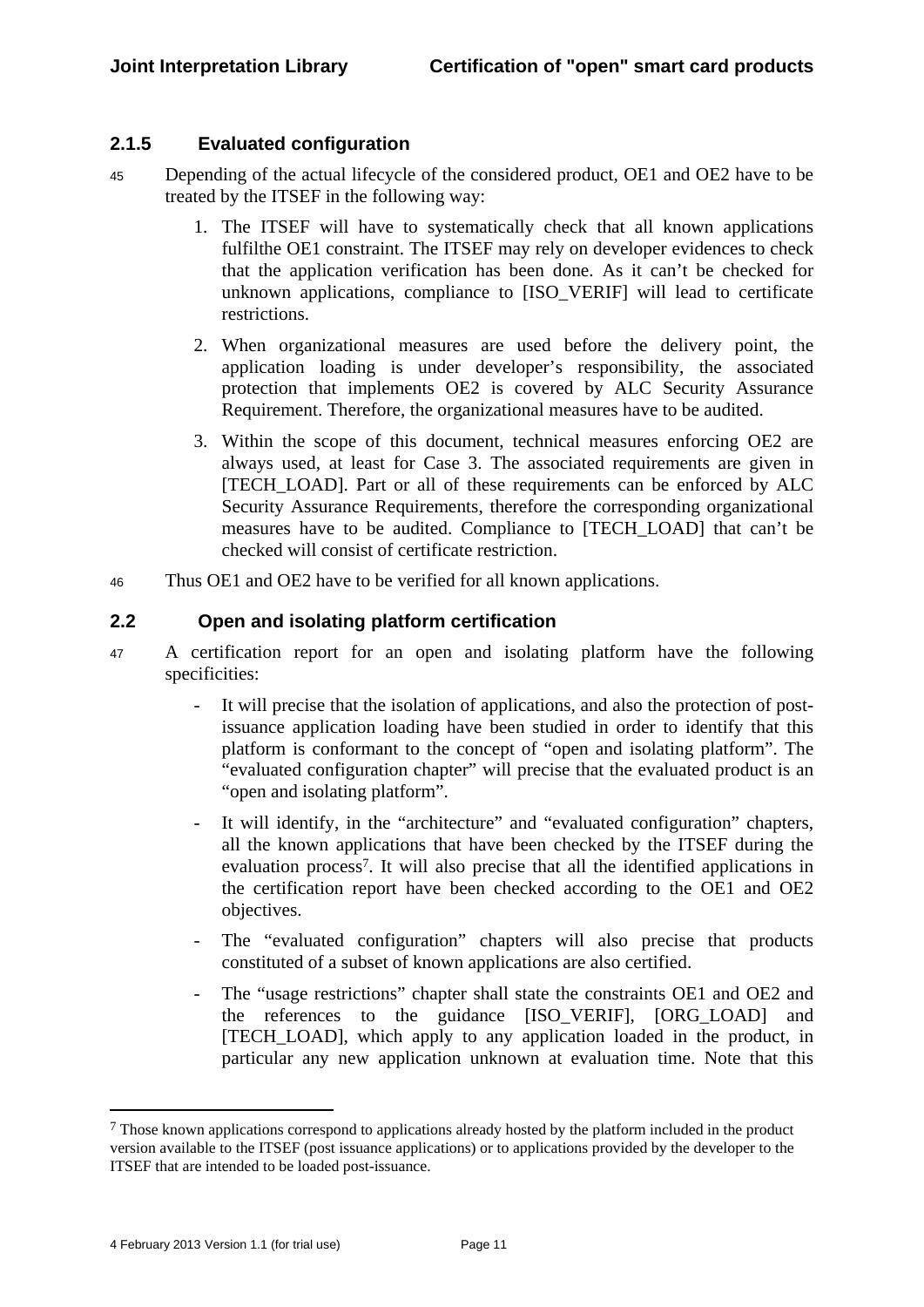### 2.1.5 Evaluated configuration

45 Depending of the actual lifecycle of the considered product, OE1 and OE2 have to be treated by the ITSEF in the following way:

1. The ITSEF will have to systematically check that all known applications fulfilthe OE1 constraint. The ITSEF may rely on developer evidences to check that the application verification has been done. As it can't be checked for unknown applications, compliance to [ISO_VERIF] will lead to certificate restrictions.
2. When organizational measures are used before the delivery point, the application loading is under developer's responsibility, the associated protection that implements OE2 is covered by ALC Security Assurance Requirement. Therefore, the organizational measures have to be audited.
3. Within the scope of this document, technical measures enforcing OE2 are always used, at least for Case 3. The associated requirements are given in [TECH_LOAD]. Part or all of these requirements can be enforced by ALC Security Assurance Requirements, therefore the corresponding organizational measures have to be audited. Compliance to [TECH_LOAD] that can't be checked will consist of certificate restriction.

46 Thus OE1 and OE2 have to be verified for all known applications.

## 2.2 Open and isolating platform certification

47 A certification report for an open and isolating platform have the following specificities:

- It will precise that the isolation of applications, and also the protection of post-issuance application loading have been studied in order to identify that this platform is conformant to the concept of "open and isolating platform". The "evaluated configuration chapter" will precise that the evaluated product is an "open and isolating platform".
- It will identify, in the "architecture" and "evaluated configuration" chapters, all the known applications that have been checked by the ITSEF during the evaluation process[7]. It will also precise that all the identified applications in the certification report have been checked according to the OE1 and OE2 objectives.
- The "evaluated configuration" chapters will also precise that products constituted of a subset of known applications are also certified.
- The "usage restrictions" chapter shall state the constraints OE1 and OE2 and the references to the guidance [ISO_VERIF], [ORG_LOAD] and [TECH_LOAD], which apply to any application loaded in the product, in particular any new application unknown at evaluation time. Note that this

[7] Those known applications correspond to applications already hosted by the platform included in the product version available to the ITSEF (post issuance applications) or to applications provided by the developer to the ITSEF that are intended to be loaded post-issuance.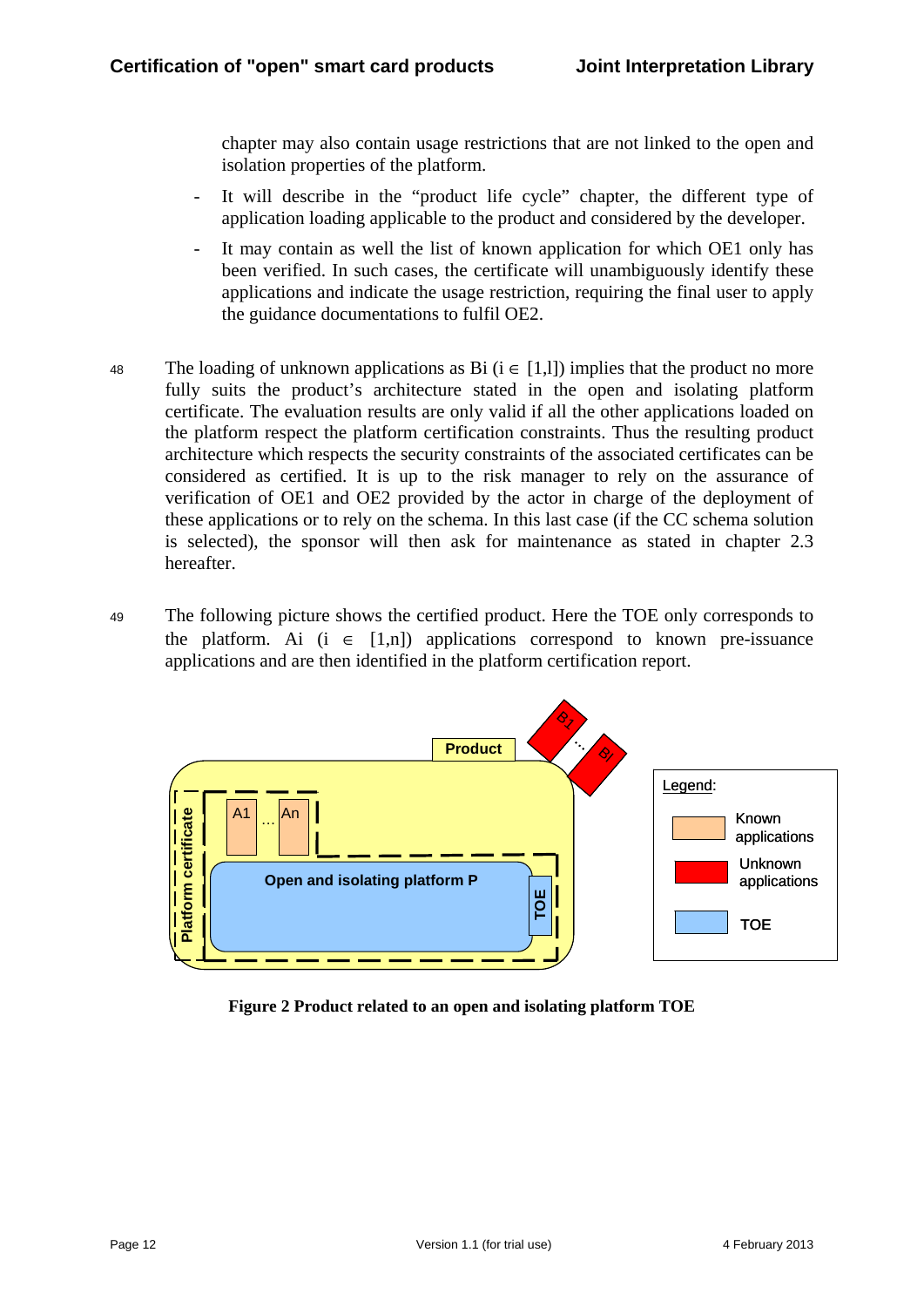chapter may also contain usage restrictions that are not linked to the open and isolation properties of the platform.

- It will describe in the "product life cycle" chapter, the different type of application loading applicable to the product and considered by the developer.
- It may contain as well the list of known application for which OE1 only has been verified. In such cases, the certificate will unambiguously identify these applications and indicate the usage restriction, requiring the final user to apply the guidance documentations to fulfil OE2.

48 The loading of unknown applications as Bi ($i \in [1,l]$) implies that the product no more fully suits the product's architecture stated in the open and isolating platform certificate. The evaluation results are only valid if all the other applications loaded on the platform respect the platform certification constraints. Thus the resulting product architecture which respects the security constraints of the associated certificates can be considered as certified. It is up to the risk manager to rely on the assurance of verification of OE1 and OE2 provided by the actor in charge of the deployment of these applications or to rely on the schema. In this last case (if the CC schema solution is selected), the sponsor will then ask for maintenance as stated in chapter 2.3 hereafter.

49 The following picture shows the certified product. Here the TOE only corresponds to the platform. Ai ($i \in [1,n]$) applications correspond to known pre-issuance applications and are then identified in the platform certification report.

**Figure 2 Product related to an open and isolating platform TOE**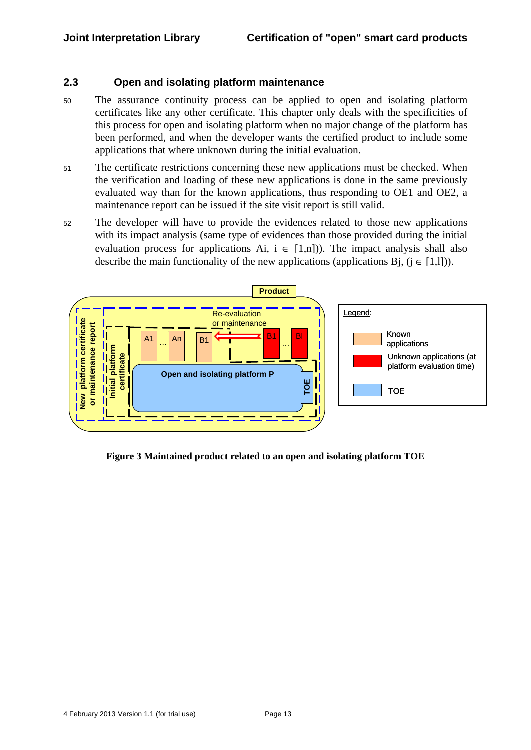## 2.3 Open and isolating platform maintenance

50 The assurance continuity process can be applied to open and isolating platform certificates like any other certificate. This chapter only deals with the specificities of this process for open and isolating platform when no major change of the platform has been performed, and when the developer wants the certified product to include some applications that where unknown during the initial evaluation.

51 The certificate restrictions concerning these new applications must be checked. When the verification and loading of these new applications is done in the same previously evaluated way than for the known applications, thus responding to OE1 and OE2, a maintenance report can be issued if the site visit report is still valid.

52 The developer will have to provide the evidences related to those new applications with its impact analysis (same type of evidences than those provided during the initial evaluation process for applications Ai, i $\in$ [1,n])). The impact analysis shall also describe the main functionality of the new applications (applications Bj, (j $\in$ [1,l])).

**Figure 3 Maintained product related to an open and isolating platform TOE**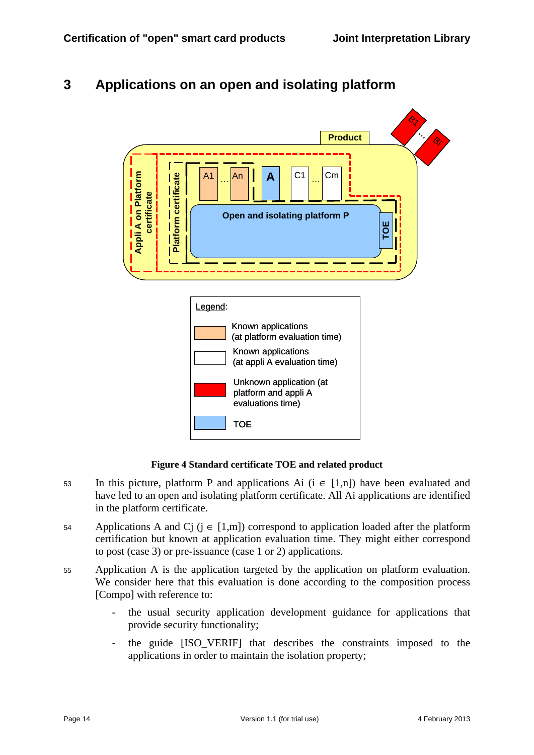# 3 Applications on an open and isolating platform

Figure 4 Standard certificate TOE and related product

53 In this picture, platform P and applications Ai ($i \in [1,n]$) have been evaluated and have led to an open and isolating platform certificate. All Ai applications are identified in the platform certificate.

54 Applications A and Cj ($j \in [1,m]$) correspond to application loaded after the platform certification but known at application evaluation time. They might either correspond to post (case 3) or pre-issuance (case 1 or 2) applications.

55 Application A is the application targeted by the application on platform evaluation. We consider here that this evaluation is done according to the composition process [Compo] with reference to:

- the usual security application development guidance for applications that provide security functionality;
- the guide [ISO_VERIF] that describes the constraints imposed to the applications in order to maintain the isolation property;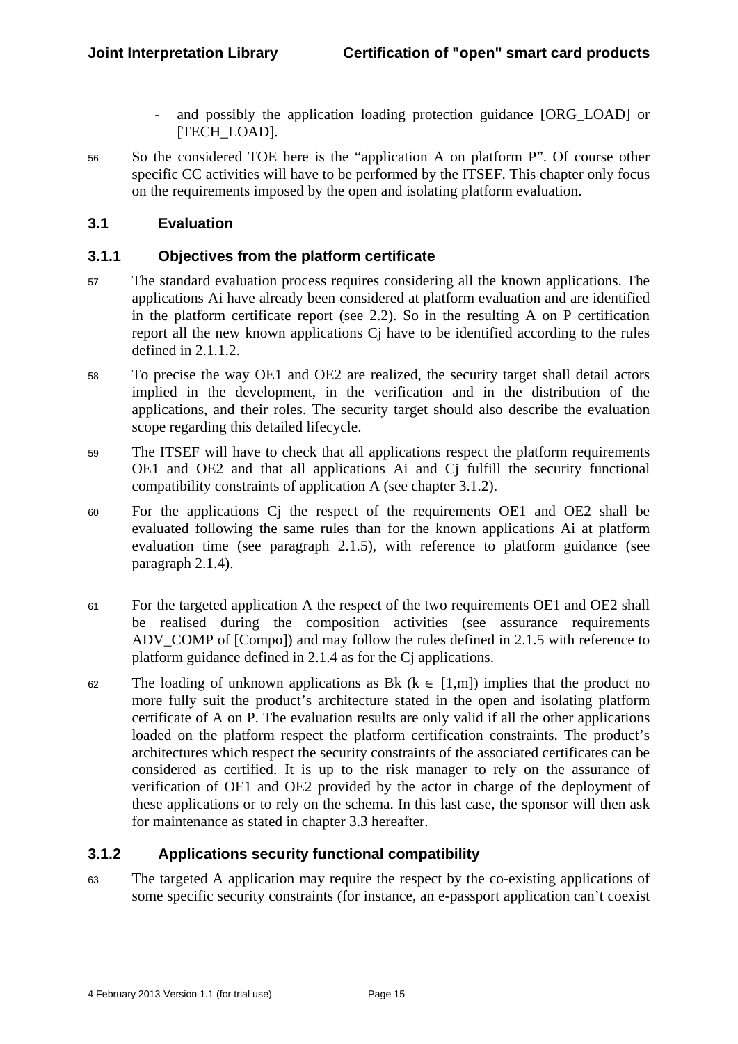- and possibly the application loading protection guidance [ORG_LOAD] or [TECH_LOAD].

56 So the considered TOE here is the "application A on platform P". Of course other specific CC activities will have to be performed by the ITSEF. This chapter only focus on the requirements imposed by the open and isolating platform evaluation.

## 3.1 Evaluation

### 3.1.1 Objectives from the platform certificate

57 The standard evaluation process requires considering all the known applications. The applications Ai have already been considered at platform evaluation and are identified in the platform certificate report (see 2.2). So in the resulting A on P certification report all the new known applications Cj have to be identified according to the rules defined in 2.1.1.2.

58 To precise the way OE1 and OE2 are realized, the security target shall detail actors implied in the development, in the verification and in the distribution of the applications, and their roles. The security target should also describe the evaluation scope regarding this detailed lifecycle.

59 The ITSEF will have to check that all applications respect the platform requirements OE1 and OE2 and that all applications Ai and Cj fulfill the security functional compatibility constraints of application A (see chapter 3.1.2).

60 For the applications Cj the respect of the requirements OE1 and OE2 shall be evaluated following the same rules than for the known applications Ai at platform evaluation time (see paragraph 2.1.5), with reference to platform guidance (see paragraph 2.1.4).

61 For the targeted application A the respect of the two requirements OE1 and OE2 shall be realised during the composition activities (see assurance requirements ADV_COMP of [Compo]) and may follow the rules defined in 2.1.5 with reference to platform guidance defined in 2.1.4 as for the Cj applications.

62 The loading of unknown applications as Bk ($k \in [1,m]$) implies that the product no more fully suit the product's architecture stated in the open and isolating platform certificate of A on P. The evaluation results are only valid if all the other applications loaded on the platform respect the platform certification constraints. The product's architectures which respect the security constraints of the associated certificates can be considered as certified. It is up to the risk manager to rely on the assurance of verification of OE1 and OE2 provided by the actor in charge of the deployment of these applications or to rely on the schema. In this last case, the sponsor will then ask for maintenance as stated in chapter 3.3 hereafter.

### 3.1.2 Applications security functional compatibility

63 The targeted A application may require the respect by the co-existing applications of some specific security constraints (for instance, an e-passport application can't coexist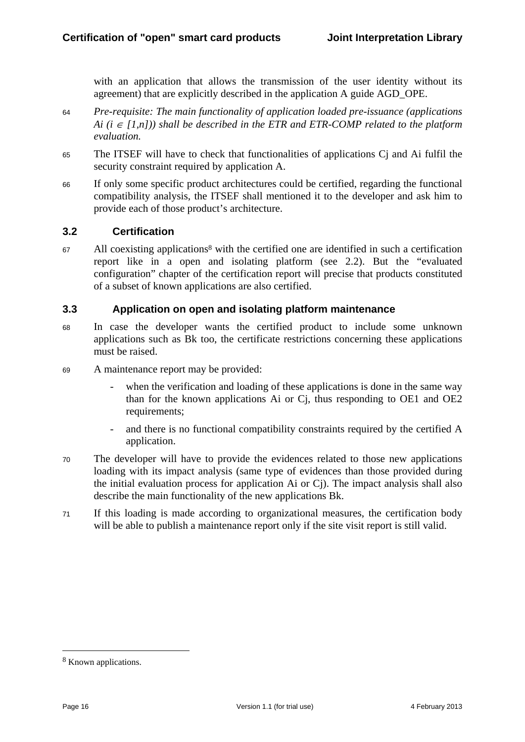with an application that allows the transmission of the user identity without its agreement) that are explicitly described in the application A guide AGD_OPE.

64 *Pre-requisite: The main functionality of application loaded pre-issuance (applications Ai ($i \in [1,n]$)) shall be described in the ETR and ETR-COMP related to the platform evaluation.*

65 The ITSEF will have to check that functionalities of applications Cj and Ai fulfil the security constraint required by application A.

66 If only some specific product architectures could be certified, regarding the functional compatibility analysis, the ITSEF shall mentioned it to the developer and ask him to provide each of those product's architecture.

## 3.2 Certification

67 All coexisting applications[8] with the certified one are identified in such a certification report like in a open and isolating platform (see 2.2). But the "evaluated configuration" chapter of the certification report will precise that products constituted of a subset of known applications are also certified.

## 3.3 Application on open and isolating platform maintenance

68 In case the developer wants the certified product to include some unknown applications such as Bk too, the certificate restrictions concerning these applications must be raised.

69 A maintenance report may be provided:

- when the verification and loading of these applications is done in the same way than for the known applications Ai or Cj, thus responding to OE1 and OE2 requirements;
- and there is no functional compatibility constraints required by the certified A application.

70 The developer will have to provide the evidences related to those new applications loading with its impact analysis (same type of evidences than those provided during the initial evaluation process for application Ai or Cj). The impact analysis shall also describe the main functionality of the new applications Bk.

71 If this loading is made according to organizational measures, the certification body will be able to publish a maintenance report only if the site visit report is still valid.

[8] Known applications.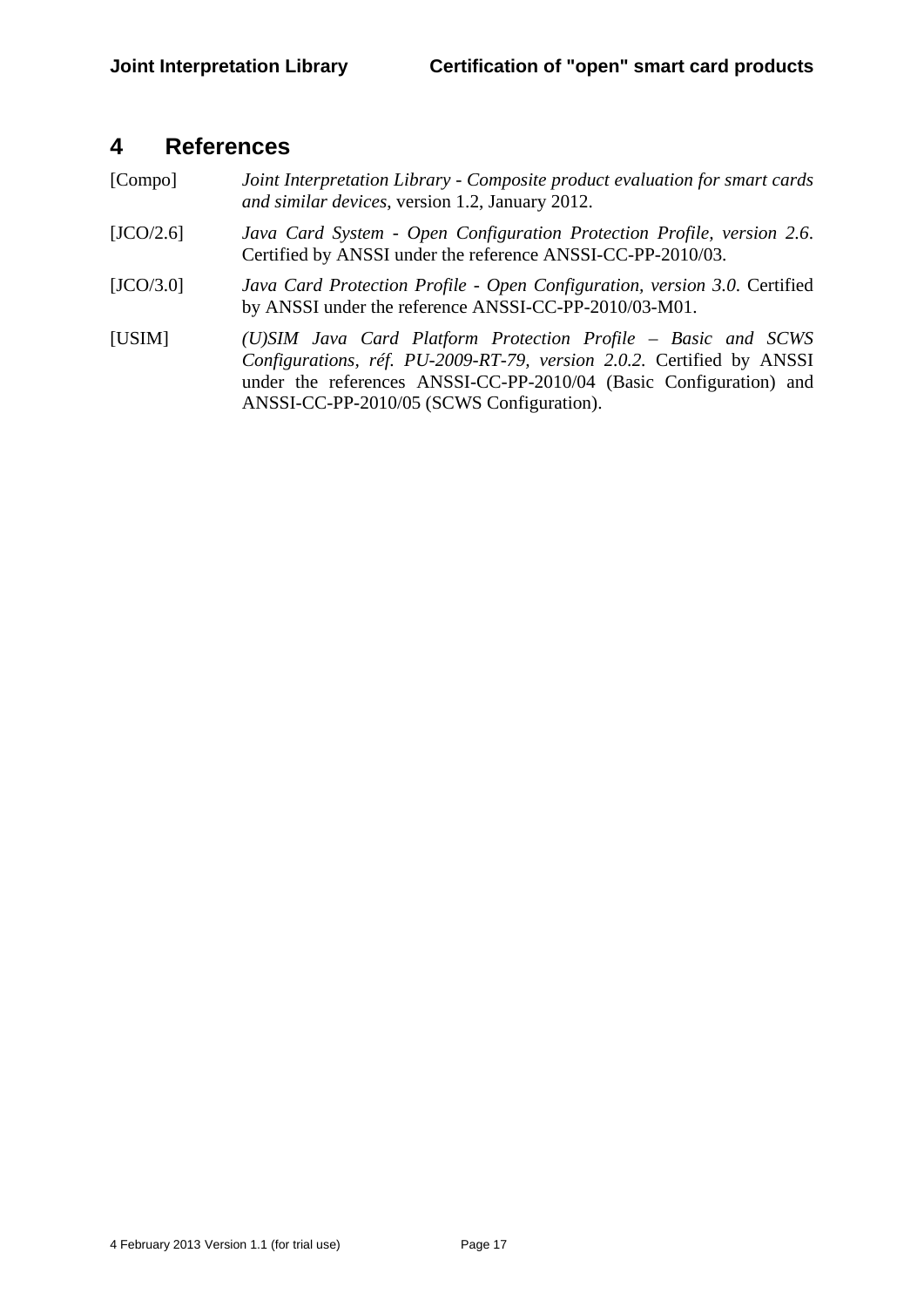# 4 References

[Compo] *Joint Interpretation Library - Composite product evaluation for smart cards and similar devices*, version 1.2, January 2012.

[JCO/2.6] *Java Card System - Open Configuration Protection Profile, version 2.6*. Certified by ANSSI under the reference ANSSI-CC-PP-2010/03.

[JCO/3.0] *Java Card Protection Profile - Open Configuration, version 3.0*. Certified by ANSSI under the reference ANSSI-CC-PP-2010/03-M01.

[USIM] *(U)SIM Java Card Platform Protection Profile – Basic and SCWS Configurations, réf. PU-2009-RT-79, version 2.0.2.* Certified by ANSSI under the references ANSSI-CC-PP-2010/04 (Basic Configuration) and ANSSI-CC-PP-2010/05 (SCWS Configuration).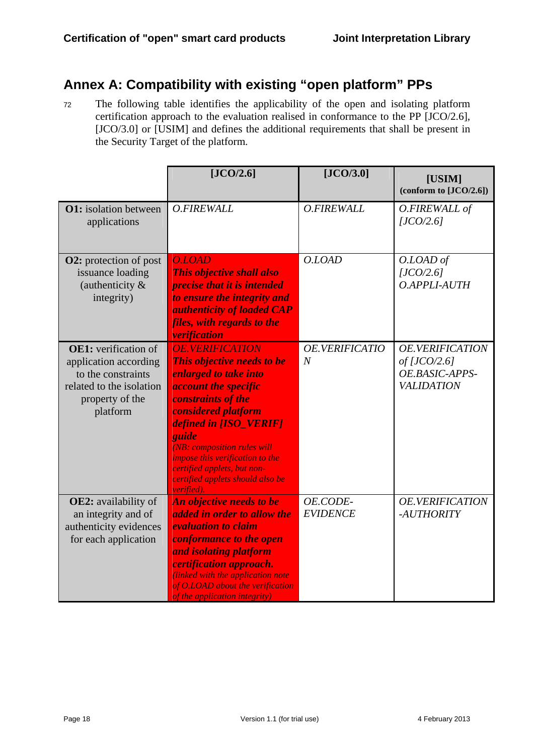# Annex A: Compatibility with existing "open platform" PPs

72 The following table identifies the applicability of the open and isolating platform certification approach to the evaluation realised in conformance to the PP [JCO/2.6], [JCO/3.0] or [USIM] and defines the additional requirements that shall be present in the Security Target of the platform.

| | [JCO/2.6] | [JCO/3.0] | [USIM] (conform to [JCO/2.6]) |
|---|---|---|---|
| **O1:** isolation between applications | *O.FIREWALL* | *O.FIREWALL* | *O.FIREWALL of [JCO/2.6]* |
| **O2:** protection of post issuance loading (authenticity & integrity) | *O.LOAD* ***This objective shall also precise that it is intended to ensure the integrity and authenticity of loaded CAP files, with regards to the verification*** | *O.LOAD* | *O.LOAD of [JCO/2.6]* *O.APPLI-AUTH* |
| **OE1:** verification of application according to the constraints related to the isolation property of the platform | *OE.VERIFICATION* ***This objective needs to be enlarged to take into account the specific constraints of the considered platform defined in [ISO_VERIF] guide*** *(NB: composition rules will impose this verification to the certified applets, but non-certified applets should also be verified).* | *OE.VERIFICATION* | *OE.VERIFICATION of [JCO/2.6]* *OE.BASIC-APPS-VALIDATION* |
| **OE2:** availability of an integrity and of authenticity evidences for each application | ***An objective needs to be added in order to allow the evaluation to claim conformance to the open and isolating platform certification approach.*** *(linked with the application note of O.LOAD about the verification of the application integrity)* | *OE.CODE-EVIDENCE* | *OE.VERIFICATION-AUTHORITY* |